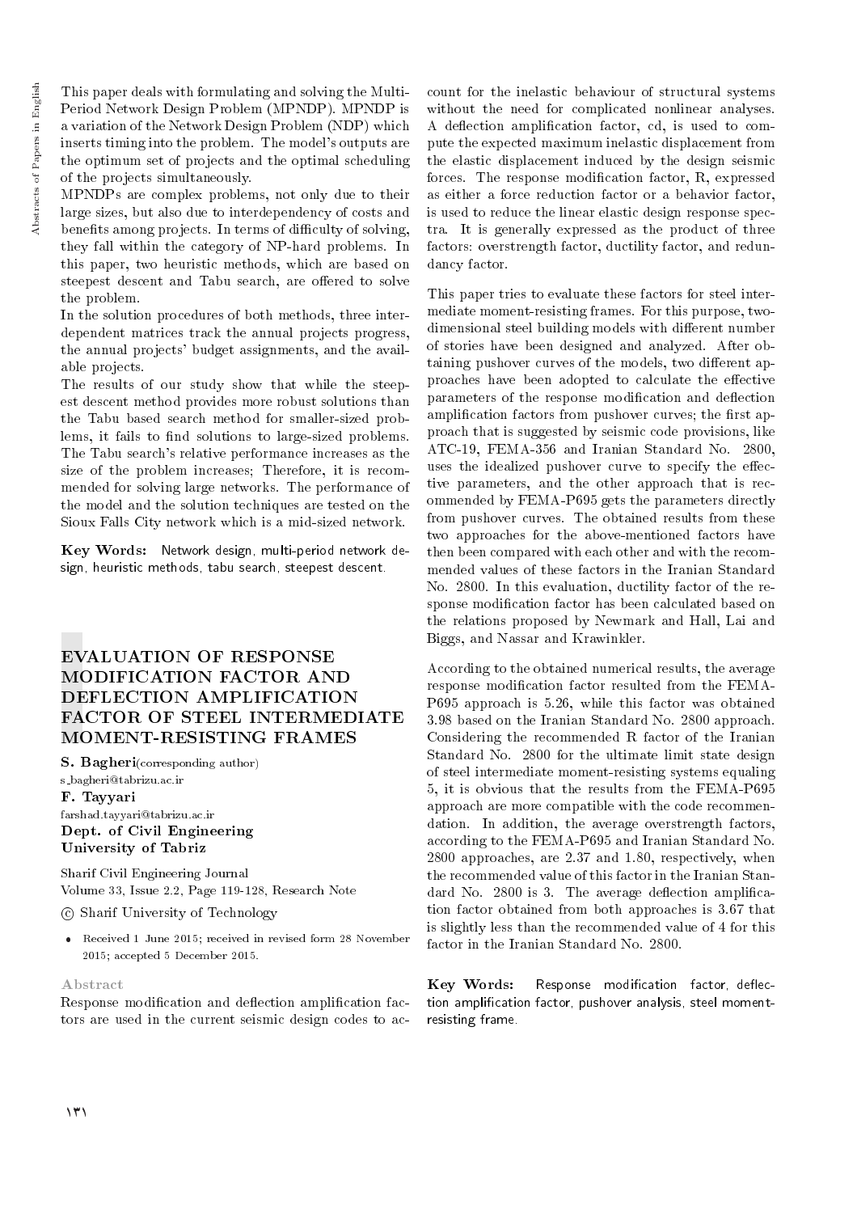This paper deals with formulating and solving the Multi-Period Network Design Problem (MPNDP). MPNDP is a variation of the Network Design Problem (NDP) which inserts timing into the problem. The model's outputs are the optimum set of projects and the optimal scheduling of the projects simultaneously.

MPNDPs are complex problems, not only due to their large sizes, but also due to interdependency of costs and benefits among projects. In terms of difficulty of solving, they fall within the category of NP-hard problems. In this paper, two heuristic methods, which are based on steepest descent and Tabu search, are offered to solve the problem.

In the solution procedures of both methods, three interdependent matrices track the annual projects progress, the annual projects' budget assignments, and the available projects.

The results of our study show that while the steepest descent method provides more robust solutions than the Tabu based search method for smaller-sized problems, it fails to find solutions to large-sized problems. The Tabu search's relative performance increases as the size of the problem increases; Therefore, it is recommended for solving large networks. The performance of the model and the solution techniques are tested on the Sioux Falls City network which is a mid-sized network.

**Key Words:** Network design, multi-period network design, heuristic methods, tabu search, steepest descent.

# EVALUATION OF RESPONSE MODIFICATION FACTOR AND DEFLECTION AMPLIFICATION FACTOR OF STEEL INTERMEDIATE MOMENT-RESISTING FRAMES

**S. Bagheri**(corresponding author)
s_bagheri@tabrizu.ac.ir
**F. Tayyari**
farshad.tayyari@tabrizu.ac.ir
**Dept. of Civil Engineering**
**University of Tabriz**

Sharif Civil Engineering Journal
Volume 33, Issue 2.2, Page 119-128, Research Note

© Sharif University of Technology

- Received 1 June 2015; received in revised form 28 November 2015; accepted 5 December 2015.

### Abstract

Response modification and deflection amplification factors are used in the current seismic design codes to account for the inelastic behaviour of structural systems without the need for complicated nonlinear analyses. A deflection amplification factor, cd, is used to compute the expected maximum inelastic displacement from the elastic displacement induced by the design seismic forces. The response modification factor, R, expressed as either a force reduction factor or a behavior factor, is used to reduce the linear elastic design response spectra. It is generally expressed as the product of three factors: overstrength factor, ductility factor, and redundancy factor.

This paper tries to evaluate these factors for steel intermediate moment-resisting frames. For this purpose, two-dimensional steel building models with different number of stories have been designed and analyzed. After obtaining pushover curves of the models, two different approaches have been adopted to calculate the effective parameters of the response modification and deflection amplification factors from pushover curves; the first approach that is suggested by seismic code provisions, like ATC-19, FEMA-356 and Iranian Standard No. 2800, uses the idealized pushover curve to specify the effective parameters, and the other approach that is recommended by FEMA-P695 gets the parameters directly from pushover curves. The obtained results from these two approaches for the above-mentioned factors have then been compared with each other and with the recommended values of these factors in the Iranian Standard No. 2800. In this evaluation, ductility factor of the response modification factor has been calculated based on the relations proposed by Newmark and Hall, Lai and Biggs, and Nassar and Krawinkler.

According to the obtained numerical results, the average response modification factor resulted from the FEMA-P695 approach is 5.26, while this factor was obtained 3.98 based on the Iranian Standard No. 2800 approach. Considering the recommended R factor of the Iranian Standard No. 2800 for the ultimate limit state design of steel intermediate moment-resisting systems equaling 5, it is obvious that the results from the FEMA-P695 approach are more compatible with the code recommendation. In addition, the average overstrength factors, according to the FEMA-P695 and Iranian Standard No. 2800 approaches, are 2.37 and 1.80, respectively, when the recommended value of this factor in the Iranian Standard No. 2800 is 3. The average deflection amplification factor obtained from both approaches is 3.67 that is slightly less than the recommended value of 4 for this factor in the Iranian Standard No. 2800.

**Key Words:** Response modification factor, deflection amplification factor, pushover analysis, steel moment-resisting frame.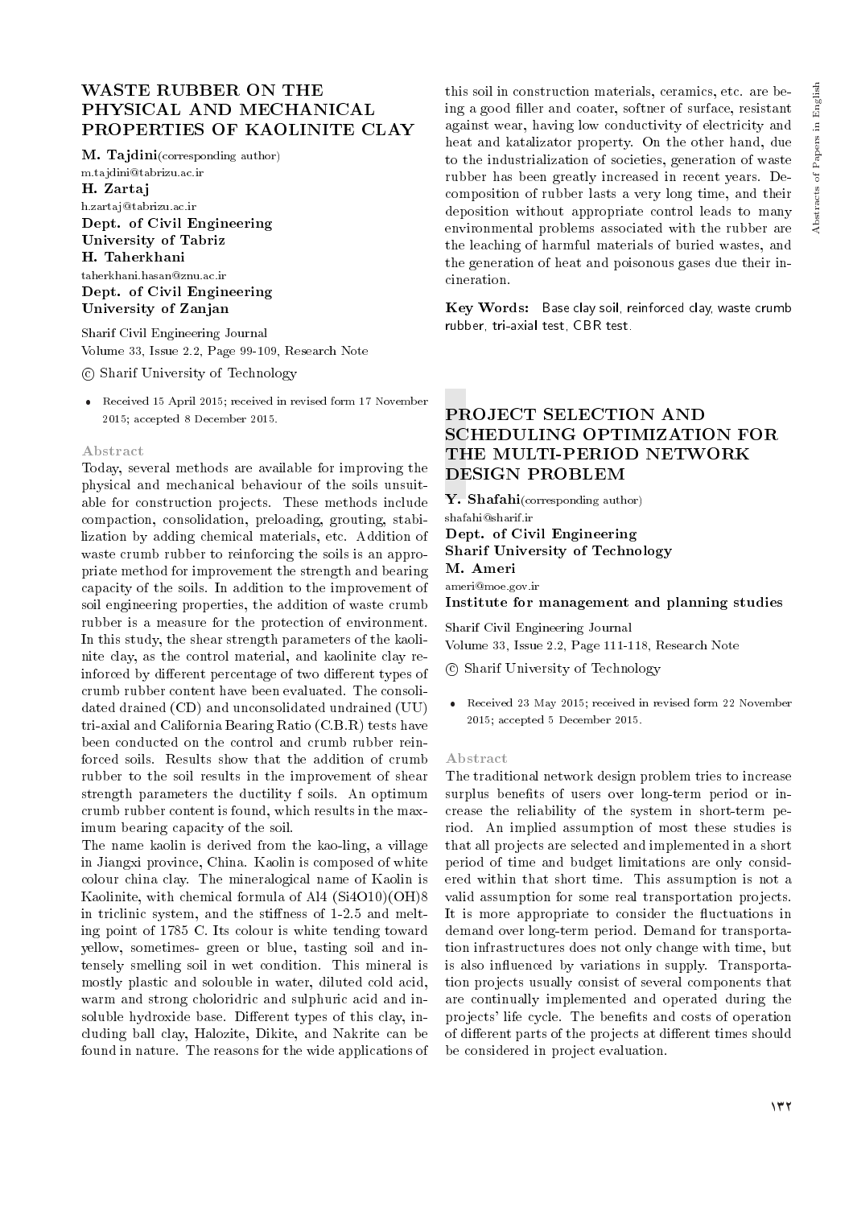## WASTE RUBBER ON THE PHYSICAL AND MECHANICAL PROPERTIES OF KAOLINITE CLAY

**M. Tajdini**(corresponding author)
m.tajdini@tabrizu.ac.ir
**H. Zartaj**
h.zartaj@tabrizu.ac.ir
**Dept. of Civil Engineering**
**University of Tabriz**
**H. Taherkhani**
taherkhani.hasan@znu.ac.ir
**Dept. of Civil Engineering**
**University of Zanjan**

Sharif Civil Engineering Journal
Volume 33, Issue 2.2, Page 99-109, Research Note

© Sharif University of Technology

- Received 15 April 2015; received in revised form 17 November 2015; accepted 8 December 2015.

### Abstract

Today, several methods are available for improving the physical and mechanical behaviour of the soils unsuitable for construction projects. These methods include compaction, consolidation, preloading, grouting, stabilization by adding chemical materials, etc. Addition of waste crumb rubber to reinforcing the soils is an appropriate method for improvement the strength and bearing capacity of the soils. In addition to the improvement of soil engineering properties, the addition of waste crumb rubber is a measure for the protection of environment. In this study, the shear strength parameters of the kaolinite clay, as the control material, and kaolinite clay reinforced by different percentage of two different types of crumb rubber content have been evaluated. The consolidated drained (CD) and unconsolidated undrained (UU) tri-axial and California Bearing Ratio (C.B.R) tests have been conducted on the control and crumb rubber reinforced soils. Results show that the addition of crumb rubber to the soil results in the improvement of shear strength parameters the ductility f soils. An optimum crumb rubber content is found, which results in the maximum bearing capacity of the soil.

The name kaolin is derived from the kao-ling, a village in Jiangxi province, China. Kaolin is composed of white colour china clay. The mineralogical name of Kaolin is Kaolinite, with chemical formula of Al4 (Si4O10)(OH)8 in triclinic system, and the stiffness of 1-2.5 and melting point of 1785 C. Its colour is white tending toward yellow, sometimes- green or blue, tasting soil and intensely smelling soil in wet condition. This mineral is mostly plastic and solouble in water, diluted cold acid, warm and strong choloridric and sulphuric acid and insoluble hydroxide base. Different types of this clay, including ball clay, Halozite, Dikite, and Nakrite can be found in nature. The reasons for the wide applications of this soil in construction materials, ceramics, etc. are being a good filler and coater, softner of surface, resistant against wear, having low conductivity of electricity and heat and katalizator property. On the other hand, due to the industrialization of societies, generation of waste rubber has been greatly increased in recent years. Decomposition of rubber lasts a very long time, and their deposition without appropriate control leads to many environmental problems associated with the rubber are the leaching of harmful materials of buried wastes, and the generation of heat and poisonous gases due their incineration.

**Key Words:** Base clay soil, reinforced clay, waste crumb rubber, tri-axial test, CBR test.

## PROJECT SELECTION AND SCHEDULING OPTIMIZATION FOR THE MULTI-PERIOD NETWORK DESIGN PROBLEM

**Y. Shafahi**(corresponding author)
shafahi@sharif.ir
**Dept. of Civil Engineering**
**Sharif University of Technology**
**M. Ameri**
ameri@moe.gov.ir
**Institute for management and planning studies**

Sharif Civil Engineering Journal
Volume 33, Issue 2.2, Page 111-118, Research Note

© Sharif University of Technology

- Received 23 May 2015; received in revised form 22 November 2015; accepted 5 December 2015.

### Abstract

The traditional network design problem tries to increase surplus benefits of users over long-term period or increase the reliability of the system in short-term period. An implied assumption of most these studies is that all projects are selected and implemented in a short period of time and budget limitations are only considered within that short time. This assumption is not a valid assumption for some real transportation projects. It is more appropriate to consider the fluctuations in demand over long-term period. Demand for transportation infrastructures does not only change with time, but is also influenced by variations in supply. Transportation projects usually consist of several components that are continually implemented and operated during the projects' life cycle. The benefits and costs of operation of different parts of the projects at different times should be considered in project evaluation.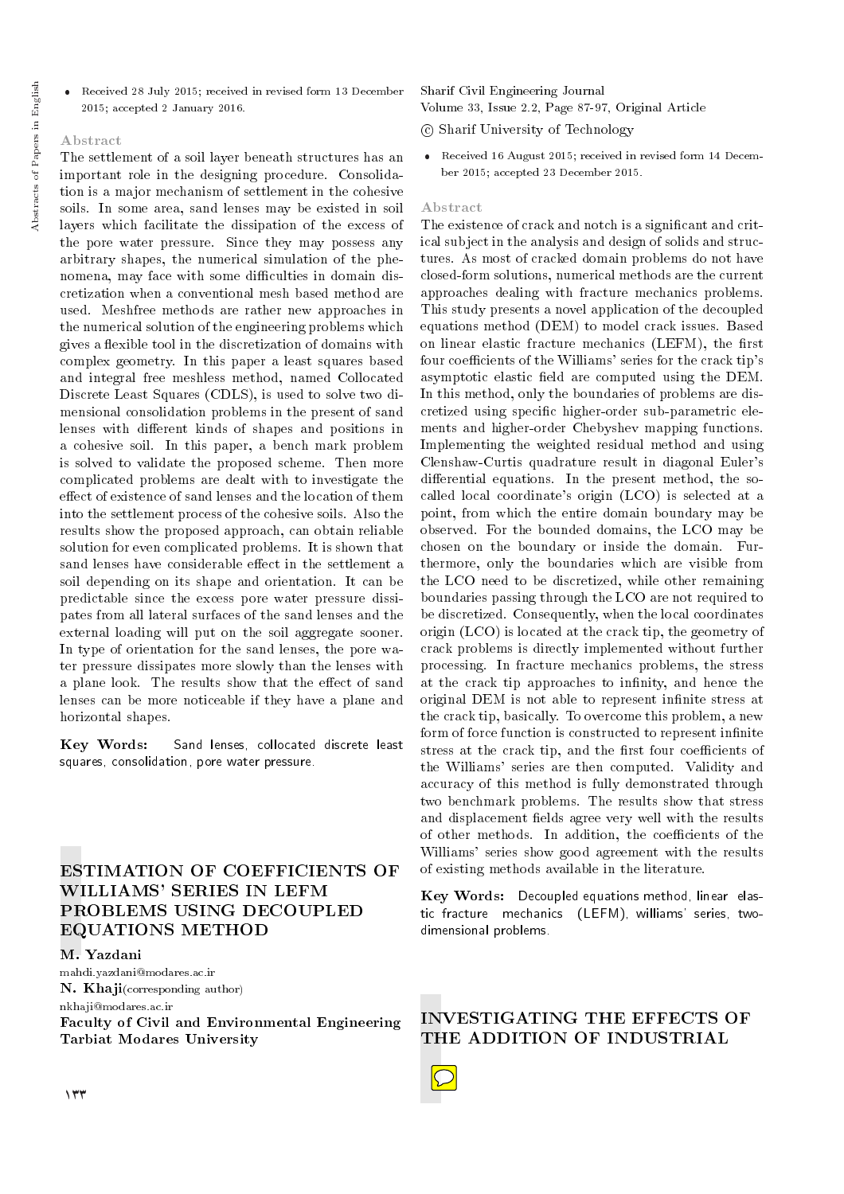- Received 28 July 2015; received in revised form 13 December 2015; accepted 2 January 2016.

### Abstract

The settlement of a soil layer beneath structures has an important role in the designing procedure. Consolidation is a major mechanism of settlement in the cohesive soils. In some area, sand lenses may be existed in soil layers which facilitate the dissipation of the excess of the pore water pressure. Since they may possess any arbitrary shapes, the numerical simulation of the phenomena, may face with some difficulties in domain discretization when a conventional mesh based method are used. Meshfree methods are rather new approaches in the numerical solution of the engineering problems which gives a flexible tool in the discretization of domains with complex geometry. In this paper a least squares based and integral free meshless method, named Collocated Discrete Least Squares (CDLS), is used to solve two dimensional consolidation problems in the present of sand lenses with different kinds of shapes and positions in a cohesive soil. In this paper, a bench mark problem is solved to validate the proposed scheme. Then more complicated problems are dealt with to investigate the effect of existence of sand lenses and the location of them into the settlement process of the cohesive soils. Also the results show the proposed approach, can obtain reliable solution for even complicated problems. It is shown that sand lenses have considerable effect in the settlement a soil depending on its shape and orientation. It can be predictable since the excess pore water pressure dissipates from all lateral surfaces of the sand lenses and the external loading will put on the soil aggregate sooner. In type of orientation for the sand lenses, the pore water pressure dissipates more slowly than the lenses with a plane look. The results show that the effect of sand lenses can be more noticeable if they have a plane and horizontal shapes.

**Key Words:** Sand lenses, collocated discrete least squares, consolidation, pore water pressure.

## ESTIMATION OF COEFFICIENTS OF WILLIAMS' SERIES IN LEFM PROBLEMS USING DECOUPLED EQUATIONS METHOD

**M. Yazdani**
mahdi.yazdani@modares.ac.ir
**N. Khaji** (corresponding author)
nkhaji@modares.ac.ir
**Faculty of Civil and Environmental Engineering**
**Tarbiat Modares University**

Sharif Civil Engineering Journal
Volume 33, Issue 2.2, Page 87-97, Original Article
© Sharif University of Technology

- Received 16 August 2015; received in revised form 14 December 2015; accepted 23 December 2015.

### Abstract

The existence of crack and notch is a significant and critical subject in the analysis and design of solids and structures. As most of cracked domain problems do not have closed-form solutions, numerical methods are the current approaches dealing with fracture mechanics problems. This study presents a novel application of the decoupled equations method (DEM) to model crack issues. Based on linear elastic fracture mechanics (LEFM), the first four coefficients of the Williams' series for the crack tip's asymptotic elastic field are computed using the DEM. In this method, only the boundaries of problems are discretized using specific higher-order sub-parametric elements and higher-order Chebyshev mapping functions. Implementing the weighted residual method and using Clenshaw-Curtis quadrature result in diagonal Euler's differential equations. In the present method, the so-called local coordinate's origin (LCO) is selected at a point, from which the entire domain boundary may be observed. For the bounded domains, the LCO may be chosen on the boundary or inside the domain. Furthermore, only the boundaries which are visible from the LCO need to be discretized, while other remaining boundaries passing through the LCO are not required to be discretized. Consequently, when the local coordinates origin (LCO) is located at the crack tip, the geometry of crack problems is directly implemented without further processing. In fracture mechanics problems, the stress at the crack tip approaches to infinity, and hence the original DEM is not able to represent infinite stress at the crack tip, basically. To overcome this problem, a new form of force function is constructed to represent infinite stress at the crack tip, and the first four coefficients of the Williams' series are then computed. Validity and accuracy of this method is fully demonstrated through two benchmark problems. The results show that stress and displacement fields agree very well with the results of other methods. In addition, the coefficients of the Williams' series show good agreement with the results of existing methods available in the literature.

**Key Words:** Decoupled equations method, linear elastic fracture mechanics (LEFM), williams' series, two-dimensional problems.

## INVESTIGATING THE EFFECTS OF THE ADDITION OF INDUSTRIAL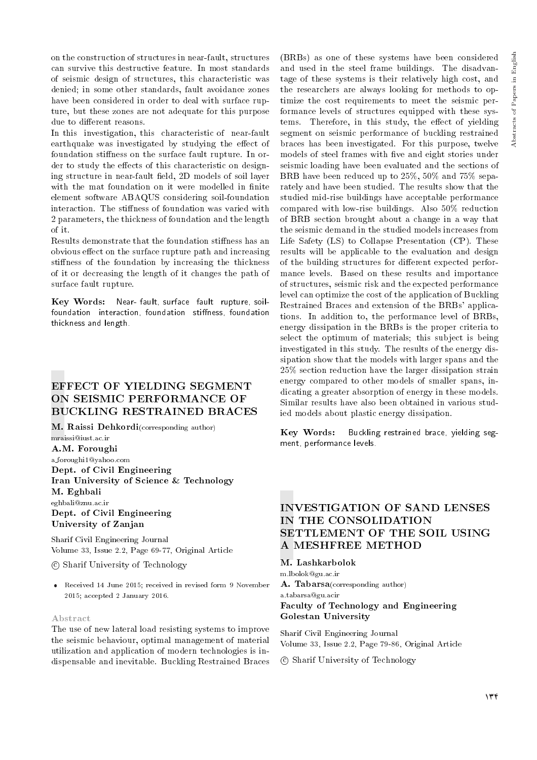on the construction of structures in near-fault, structures can survive this destructive feature. In most standards of seismic design of structures, this characteristic was denied; in some other standards, fault avoidance zones have been considered in order to deal with surface rupture, but these zones are not adequate for this purpose due to different reasons.

In this investigation, this characteristic of near-fault earthquake was investigated by studying the effect of foundation stiffness on the surface fault rupture. In order to study the effects of this characteristic on designing structure in near-fault field, 2D models of soil layer with the mat foundation on it were modelled in finite element software ABAQUS considering soil-foundation interaction. The stiffness of foundation was varied with 2 parameters, the thickness of foundation and the length of it.

Results demonstrate that the foundation stiffness has an obvious effect on the surface rupture path and increasing stiffness of the foundation by increasing the thickness of it or decreasing the length of it changes the path of surface fault rupture.

**Key Words:** Near- fault, surface fault rupture, soil-foundation interaction, foundation stiffness, foundation thickness and length.

## EFFECT OF YIELDING SEGMENT ON SEISMIC PERFORMANCE OF BUCKLING RESTRAINED BRACES

**M. Raissi Dehkordi**(corresponding author)
mraissi@iust.ac.ir
**A.M. Foroughi**
a_foroughi1@yahoo.com
**Dept. of Civil Engineering**
**Iran University of Science & Technology**
**M. Eghbali**
eghbali@znu.ac.ir
**Dept. of Civil Engineering**
**University of Zanjan**

Sharif Civil Engineering Journal
Volume 33, Issue 2.2, Page 69-77, Original Article

© Sharif University of Technology

- Received 14 June 2015; received in revised form 9 November 2015; accepted 2 January 2016.

### Abstract

The use of new lateral load resisting systems to improve the seismic behaviour, optimal management of material utilization and application of modern technologies is indispensable and inevitable. Buckling Restrained Braces (BRBs) as one of these systems have been considered and used in the steel frame buildings. The disadvantage of these systems is their relatively high cost, and the researchers are always looking for methods to optimize the cost requirements to meet the seismic performance levels of structures equipped with these systems. Therefore, in this study, the effect of yielding segment on seismic performance of buckling restrained braces has been investigated. For this purpose, twelve models of steel frames with five and eight stories under seismic loading have been evaluated and the sections of BRB have been reduced up to 25%, 50% and 75% separately and have been studied. The results show that the studied mid-rise buildings have acceptable performance compared with low-rise buildings. Also 50% reduction of BRB section brought about a change in a way that the seismic demand in the studied models increases from Life Safety (LS) to Collapse Presentation (CP). These results will be applicable to the evaluation and design of the building structures for different expected performance levels. Based on these results and importance of structures, seismic risk and the expected performance level can optimize the cost of the application of Buckling Restrained Braces and extension of the BRBs' applications. In addition to, the performance level of BRBs, energy dissipation in the BRBs is the proper criteria to select the optimum of materials; this subject is being investigated in this study. The results of the energy dissipation show that the models with larger spans and the 25% section reduction have the larger dissipation strain energy compared to other models of smaller spans, indicating a greater absorption of energy in these models. Similar results have also been obtained in various studied models about plastic energy dissipation.

**Key Words:** Buckling restrained brace, yielding segment, performance levels.

## INVESTIGATION OF SAND LENSES IN THE CONSOLIDATION SETTLEMENT OF THE SOIL USING A MESHFREE METHOD

**M. Lashkarbolok**
m.lbolok@gu.ac.ir
**A. Tabarsa**(corresponding author)
a.tabarsa@gu.acir
**Faculty of Technology and Engineering**
**Golestan University**

Sharif Civil Engineering Journal
Volume 33, Issue 2.2, Page 79-86, Original Article

© Sharif University of Technology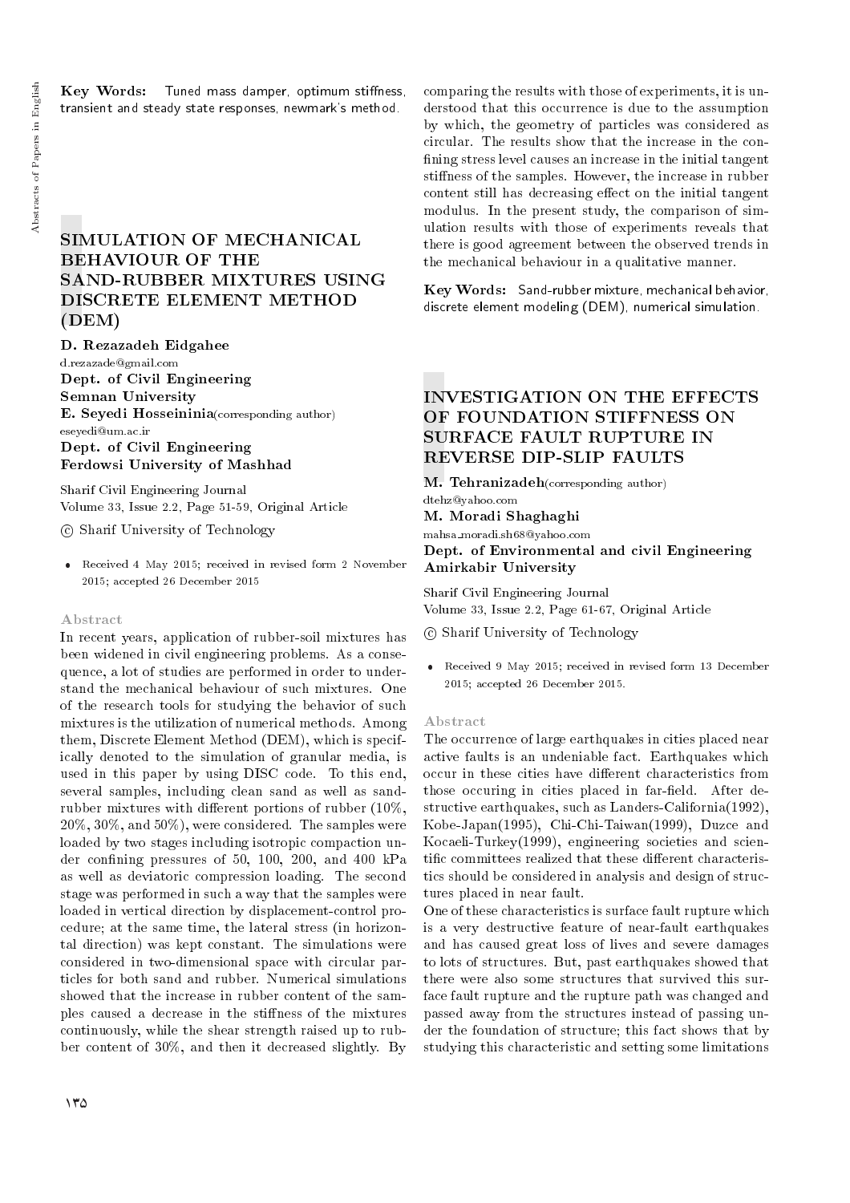**Key Words:** Tuned mass damper, optimum stiffness, transient and steady state responses, newmark's method.

## SIMULATION OF MECHANICAL BEHAVIOUR OF THE SAND-RUBBER MIXTURES USING DISCRETE ELEMENT METHOD (DEM)

**D. Rezazadeh Eidgahee**
d.rezazade@gmail.com
**Dept. of Civil Engineering**
**Semnan University**
**E. Seyedi Hosseininia**(corresponding author)
eseyedi@um.ac.ir
**Dept. of Civil Engineering**
**Ferdowsi University of Mashhad**

Sharif Civil Engineering Journal
Volume 33, Issue 2.2, Page 51-59, Original Article

© Sharif University of Technology

- Received 4 May 2015; received in revised form 2 November 2015; accepted 26 December 2015

### Abstract

In recent years, application of rubber-soil mixtures has been widened in civil engineering problems. As a consequence, a lot of studies are performed in order to understand the mechanical behaviour of such mixtures. One of the research tools for studying the behavior of such mixtures is the utilization of numerical methods. Among them, Discrete Element Method (DEM), which is specifically denoted to the simulation of granular media, is used in this paper by using DISC code. To this end, several samples, including clean sand as well as sand-rubber mixtures with different portions of rubber (10%, 20%, 30%, and 50%), were considered. The samples were loaded by two stages including isotropic compaction under confining pressures of 50, 100, 200, and 400 kPa as well as deviatoric compression loading. The second stage was performed in such a way that the samples were loaded in vertical direction by displacement-control procedure; at the same time, the lateral stress (in horizontal direction) was kept constant. The simulations were considered in two-dimensional space with circular particles for both sand and rubber. Numerical simulations showed that the increase in rubber content of the samples caused a decrease in the stiffness of the mixtures continuously, while the shear strength raised up to rubber content of 30%, and then it decreased slightly. By comparing the results with those of experiments, it is understood that this occurrence is due to the assumption by which, the geometry of particles was considered as circular. The results show that the increase in the confining stress level causes an increase in the initial tangent stiffness of the samples. However, the increase in rubber content still has decreasing effect on the initial tangent modulus. In the present study, the comparison of simulation results with those of experiments reveals that there is good agreement between the observed trends in the mechanical behaviour in a qualitative manner.

**Key Words:** Sand-rubber mixture, mechanical behavior, discrete element modeling (DEM), numerical simulation.

## INVESTIGATION ON THE EFFECTS OF FOUNDATION STIFFNESS ON SURFACE FAULT RUPTURE IN REVERSE DIP-SLIP FAULTS

**M. Tehranizadeh**(corresponding author)
dtehz@yahoo.com
**M. Moradi Shaghaghi**
mahsa_moradi.sh68@yahoo.com
**Dept. of Environmental and civil Engineering**
**Amirkabir University**

Sharif Civil Engineering Journal
Volume 33, Issue 2.2, Page 61-67, Original Article

© Sharif University of Technology

- Received 9 May 2015; received in revised form 13 December 2015; accepted 26 December 2015.

### Abstract

The occurrence of large earthquakes in cities placed near active faults is an undeniable fact. Earthquakes which occur in these cities have different characteristics from those occuring in cities placed in far-field. After destructive earthquakes, such as Landers-California(1992), Kobe-Japan(1995), Chi-Chi-Taiwan(1999), Duzce and Kocaeli-Turkey(1999), engineering societies and scientific committees realized that these different characteristics should be considered in analysis and design of structures placed in near fault.

One of these characteristics is surface fault rupture which is a very destructive feature of near-fault earthquakes and has caused great loss of lives and severe damages to lots of structures. But, past earthquakes showed that there were also some structures that survived this surface fault rupture and the rupture path was changed and passed away from the structures instead of passing under the foundation of structure; this fact shows that by studying this characteristic and setting some limitations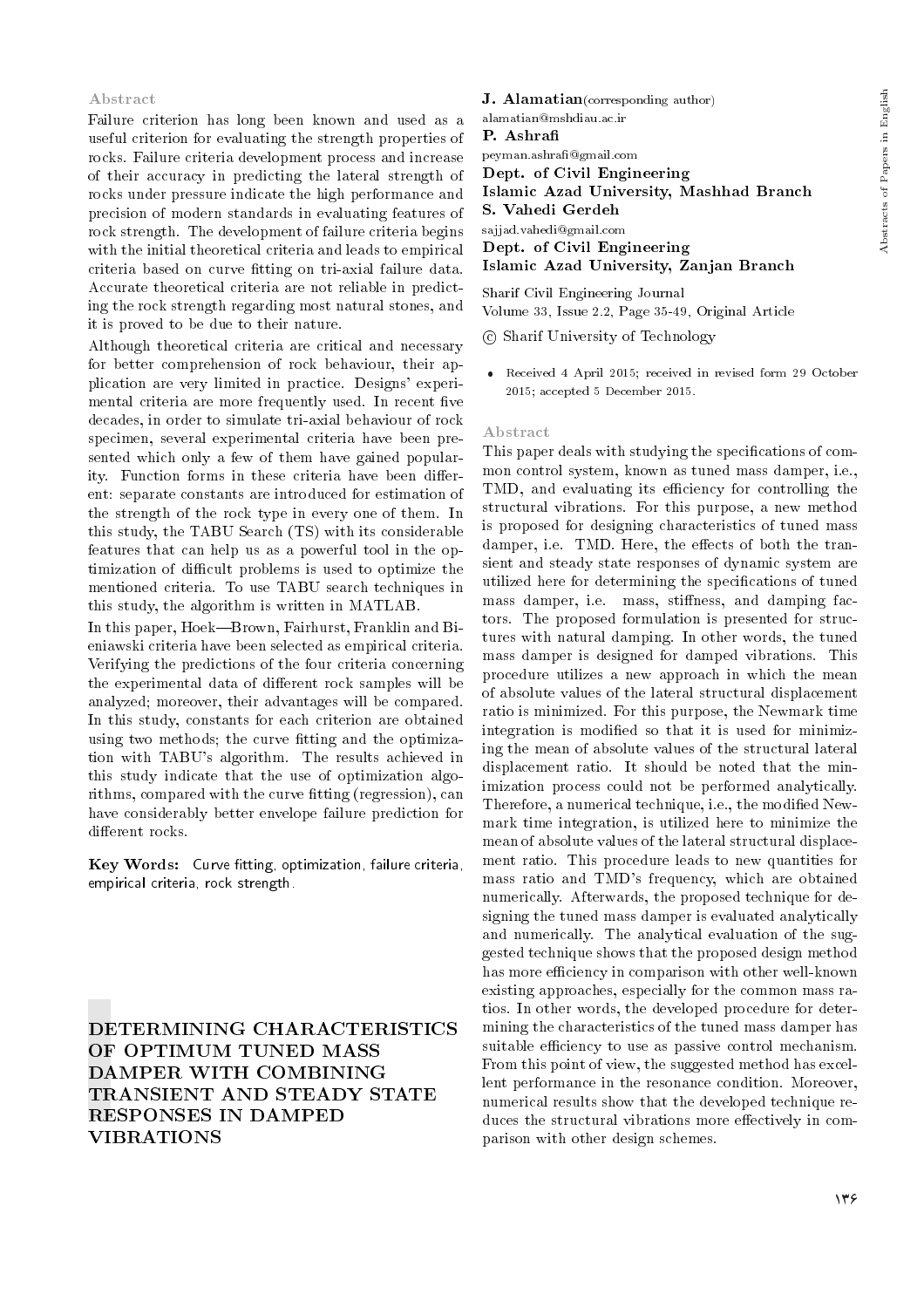## Abstract

Failure criterion has long been known and used as a useful criterion for evaluating the strength properties of rocks. Failure criteria development process and increase of their accuracy in predicting the lateral strength of rocks under pressure indicate the high performance and precision of modern standards in evaluating features of rock strength. The development of failure criteria begins with the initial theoretical criteria and leads to empirical criteria based on curve fitting on tri-axial failure data. Accurate theoretical criteria are not reliable in predicting the rock strength regarding most natural stones, and it is proved to be due to their nature.

Although theoretical criteria are critical and necessary for better comprehension of rock behaviour, their application are very limited in practice. Designs' experimental criteria are more frequently used. In recent five decades, in order to simulate tri-axial behaviour of rock specimen, several experimental criteria have been presented which only a few of them have gained popularity. Function forms in these criteria have been different: separate constants are introduced for estimation of the strength of the rock type in every one of them. In this study, the TABU Search (TS) with its considerable features that can help us as a powerful tool in the optimization of difficult problems is used to optimize the mentioned criteria. To use TABU search techniques in this study, the algorithm is written in MATLAB.

In this paper, Hoek—Brown, Fairhurst, Franklin and Bieniawski criteria have been selected as empirical criteria. Verifying the predictions of the four criteria concerning the experimental data of different rock samples will be analyzed; moreover, their advantages will be compared. In this study, constants for each criterion are obtained using two methods; the curve fitting and the optimization with TABU's algorithm. The results achieved in this study indicate that the use of optimization algorithms, compared with the curve fitting (regression), can have considerably better envelope failure prediction for different rocks.

**Key Words:** Curve fitting, optimization, failure criteria, empirical criteria, rock strength.

# DETERMINING CHARACTERISTICS OF OPTIMUM TUNED MASS DAMPER WITH COMBINING TRANSIENT AND STEADY STATE RESPONSES IN DAMPED VIBRATIONS

**J. Alamatian** (corresponding author)
alamatian@mshdiau.ac.ir
**P. Ashrafi**
peyman.ashrafi@gmail.com
**Dept. of Civil Engineering**
**Islamic Azad University, Mashhad Branch**
**S. Vahedi Gerdeh**
sajjad.vahedi@gmail.com
**Dept. of Civil Engineering**
**Islamic Azad University, Zanjan Branch**

Sharif Civil Engineering Journal
Volume 33, Issue 2.2, Page 35-49, Original Article

© Sharif University of Technology

- Received 4 April 2015; received in revised form 29 October 2015; accepted 5 December 2015.

## Abstract

This paper deals with studying the specifications of common control system, known as tuned mass damper, i.e., TMD, and evaluating its efficiency for controlling the structural vibrations. For this purpose, a new method is proposed for designing characteristics of tuned mass damper, i.e. TMD. Here, the effects of both the transient and steady state responses of dynamic system are utilized here for determining the specifications of tuned mass damper, i.e. mass, stiffness, and damping factors. The proposed formulation is presented for structures with natural damping. In other words, the tuned mass damper is designed for damped vibrations. This procedure utilizes a new approach in which the mean of absolute values of the lateral structural displacement ratio is minimized. For this purpose, the Newmark time integration is modified so that it is used for minimizing the mean of absolute values of the structural lateral displacement ratio. It should be noted that the minimization process could not be performed analytically. Therefore, a numerical technique, i.e., the modified Newmark time integration, is utilized here to minimize the mean of absolute values of the lateral structural displacement ratio. This procedure leads to new quantities for mass ratio and TMD's frequency, which are obtained numerically. Afterwards, the proposed technique for designing the tuned mass damper is evaluated analytically and numerically. The analytical evaluation of the suggested technique shows that the proposed design method has more efficiency in comparison with other well-known existing approaches, especially for the common mass ratios. In other words, the developed procedure for determining the characteristics of the tuned mass damper has suitable efficiency to use as passive control mechanism. From this point of view, the suggested method has excellent performance in the resonance condition. Moreover, numerical results show that the developed technique reduces the structural vibrations more effectively in comparison with other design schemes.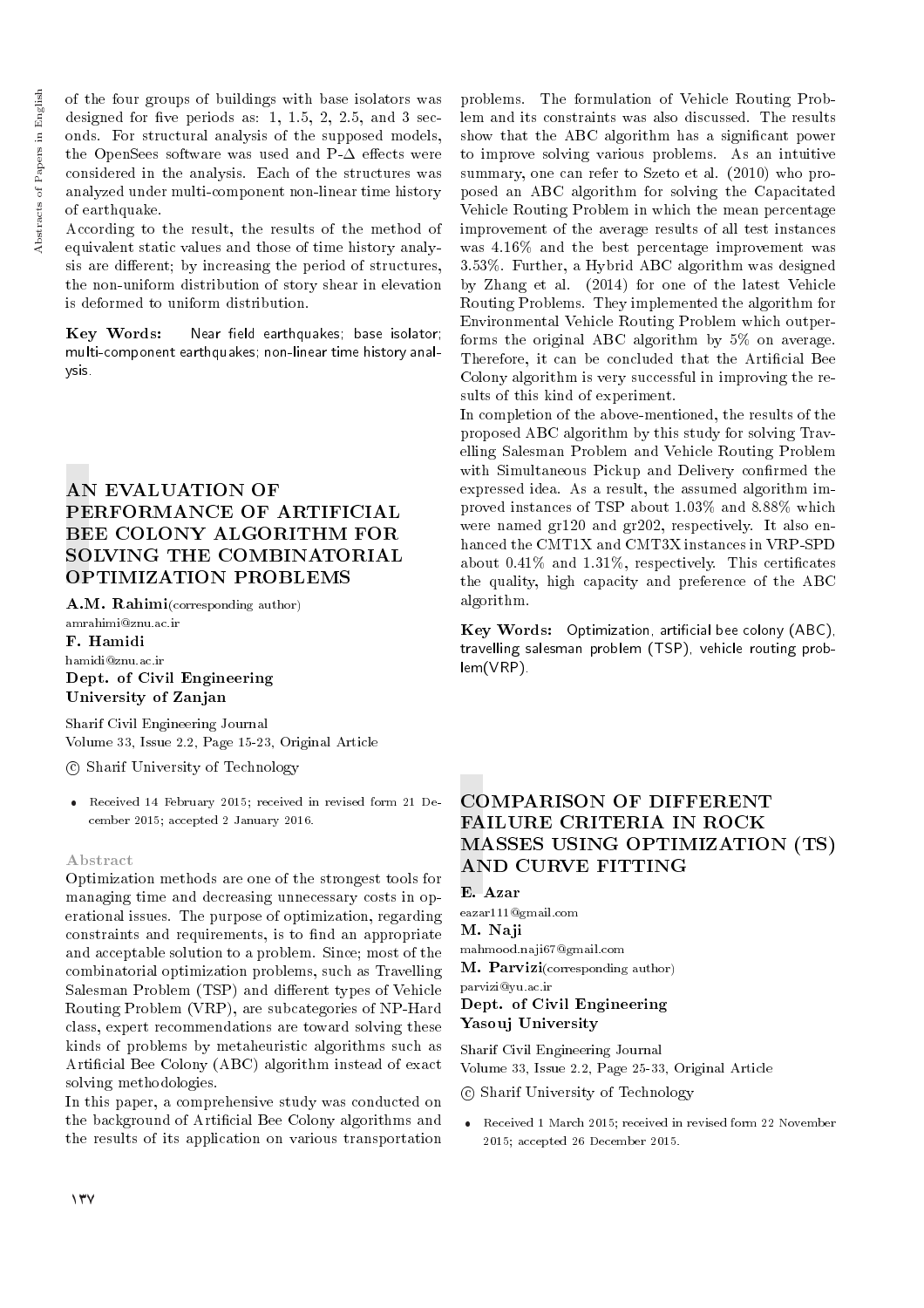of the four groups of buildings with base isolators was designed for five periods as: 1, 1.5, 2, 2.5, and 3 seconds. For structural analysis of the supposed models, the OpenSees software was used and P-$\Delta$ effects were considered in the analysis. Each of the structures was analyzed under multi-component non-linear time history of earthquake.

According to the result, the results of the method of equivalent static values and those of time history analysis are different; by increasing the period of structures, the non-uniform distribution of story shear in elevation is deformed to uniform distribution.

**Key Words:** Near field earthquakes; base isolator; multi-component earthquakes; non-linear time history analysis.

## AN EVALUATION OF PERFORMANCE OF ARTIFICIAL BEE COLONY ALGORITHM FOR SOLVING THE COMBINATORIAL OPTIMIZATION PROBLEMS

**A.M. Rahimi** (corresponding author)
amrahimi@znu.ac.ir
**F. Hamidi**
hamidi@znu.ac.ir
**Dept. of Civil Engineering**
**University of Zanjan**

Sharif Civil Engineering Journal
Volume 33, Issue 2.2, Page 15-23, Original Article

© Sharif University of Technology

- Received 14 February 2015; received in revised form 21 December 2015; accepted 2 January 2016.

### Abstract

Optimization methods are one of the strongest tools for managing time and decreasing unnecessary costs in operational issues. The purpose of optimization, regarding constraints and requirements, is to find an appropriate and acceptable solution to a problem. Since; most of the combinatorial optimization problems, such as Travelling Salesman Problem (TSP) and different types of Vehicle Routing Problem (VRP), are subcategories of NP-Hard class, expert recommendations are toward solving these kinds of problems by metaheuristic algorithms such as Artificial Bee Colony (ABC) algorithm instead of exact solving methodologies.

In this paper, a comprehensive study was conducted on the background of Artificial Bee Colony algorithms and the results of its application on various transportation problems. The formulation of Vehicle Routing Problem and its constraints was also discussed. The results show that the ABC algorithm has a significant power to improve solving various problems. As an intuitive summary, one can refer to Szeto et al. (2010) who proposed an ABC algorithm for solving the Capacitated Vehicle Routing Problem in which the mean percentage improvement of the average results of all test instances was 4.16% and the best percentage improvement was 3.53%. Further, a Hybrid ABC algorithm was designed by Zhang et al. (2014) for one of the latest Vehicle Routing Problems. They implemented the algorithm for Environmental Vehicle Routing Problem which outperforms the original ABC algorithm by 5% on average. Therefore, it can be concluded that the Artificial Bee Colony algorithm is very successful in improving the results of this kind of experiment.

In completion of the above-mentioned, the results of the proposed ABC algorithm by this study for solving Travelling Salesman Problem and Vehicle Routing Problem with Simultaneous Pickup and Delivery confirmed the expressed idea. As a result, the assumed algorithm improved instances of TSP about 1.03% and 8.88% which were named gr120 and gr202, respectively. It also enhanced the CMT1X and CMT3X instances in VRP-SPD about 0.41% and 1.31%, respectively. This certificates the quality, high capacity and preference of the ABC algorithm.

**Key Words:** Optimization, artificial bee colony (ABC), travelling salesman problem (TSP), vehicle routing problem(VRP).

## COMPARISON OF DIFFERENT FAILURE CRITERIA IN ROCK MASSES USING OPTIMIZATION (TS) AND CURVE FITTING

**E. Azar**
eazar111@gmail.com
**M. Naji**
mahmood.naji67@gmail.com
**M. Parvizi** (corresponding author)
parvizi@yu.ac.ir
**Dept. of Civil Engineering**
**Yasouj University**

Sharif Civil Engineering Journal
Volume 33, Issue 2.2, Page 25-33, Original Article

© Sharif University of Technology

- Received 1 March 2015; received in revised form 22 November 2015; accepted 26 December 2015.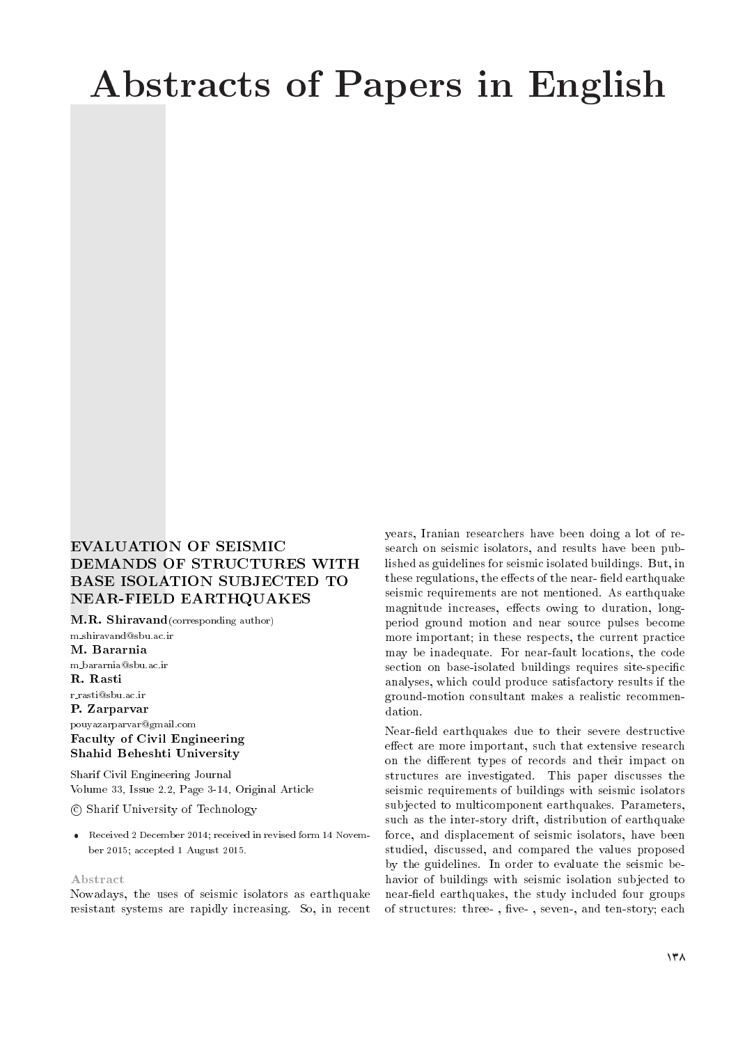# Abstracts of Papers in English

## EVALUATION OF SEISMIC DEMANDS OF STRUCTURES WITH BASE ISOLATION SUBJECTED TO NEAR-FIELD EARTHQUAKES

**M.R. Shiravand**(corresponding author)
m_shiravand@sbu.ac.ir
**M. Bararnia**
m_bararnia@sbu.ac.ir
**R. Rasti**
r_rasti@sbu.ac.ir
**P. Zarparvar**
pouyazarparvar@gmail.com
**Faculty of Civil Engineering**
**Shahid Beheshti University**

Sharif Civil Engineering Journal
Volume 33, Issue 2.2, Page 3-14, Original Article
© Sharif University of Technology

- Received 2 December 2014; received in revised form 14 November 2015; accepted 1 August 2015.

### Abstract

Nowadays, the uses of seismic isolators as earthquake resistant systems are rapidly increasing. So, in recent years, Iranian researchers have been doing a lot of research on seismic isolators, and results have been published as guidelines for seismic isolated buildings. But, in these regulations, the effects of the near- field earthquake seismic requirements are not mentioned. As earthquake magnitude increases, effects owing to duration, long-period ground motion and near source pulses become more important; in these respects, the current practice may be inadequate. For near-fault locations, the code section on base-isolated buildings requires site-specific analyses, which could produce satisfactory results if the ground-motion consultant makes a realistic recommendation.

Near-field earthquakes due to their severe destructive effect are more important, such that extensive research on the different types of records and their impact on structures are investigated. This paper discusses the seismic requirements of buildings with seismic isolators subjected to multicomponent earthquakes. Parameters, such as the inter-story drift, distribution of earthquake force, and displacement of seismic isolators, have been studied, discussed, and compared the values proposed by the guidelines. In order to evaluate the seismic behavior of buildings with seismic isolation subjected to near-field earthquakes, the study included four groups of structures: three- , five- , seven-, and ten-story; each